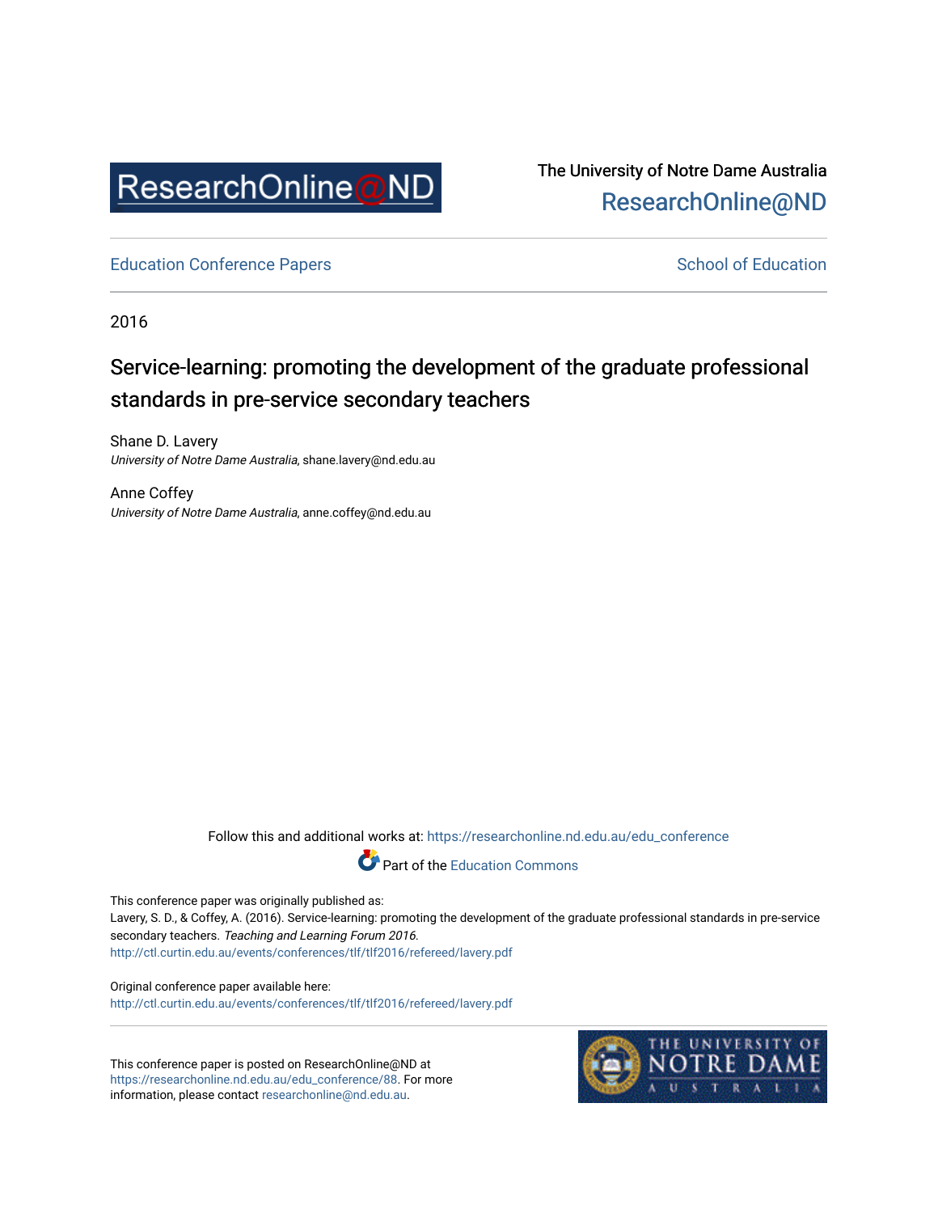The University of Notre Dame Australia
ResearchOnline@ND

Education Conference Papers

School of Education

2016

# Service-learning: promoting the development of the graduate professional standards in pre-service secondary teachers

Shane D. Lavery
*University of Notre Dame Australia*, shane.lavery@nd.edu.au

Anne Coffey
*University of Notre Dame Australia*, anne.coffey@nd.edu.au

Follow this and additional works at: https://researchonline.nd.edu.au/edu_conference

Part of the Education Commons

This conference paper was originally published as:
Lavery, S. D., & Coffey, A. (2016). Service-learning: promoting the development of the graduate professional standards in pre-service secondary teachers. *Teaching and Learning Forum 2016*.
http://ctl.curtin.edu.au/events/conferences/tlf/tlf2016/refereed/lavery.pdf

Original conference paper available here:
http://ctl.curtin.edu.au/events/conferences/tlf/tlf2016/refereed/lavery.pdf

This conference paper is posted on ResearchOnline@ND at https://researchonline.nd.edu.au/edu_conference/88. For more information, please contact researchonline@nd.edu.au.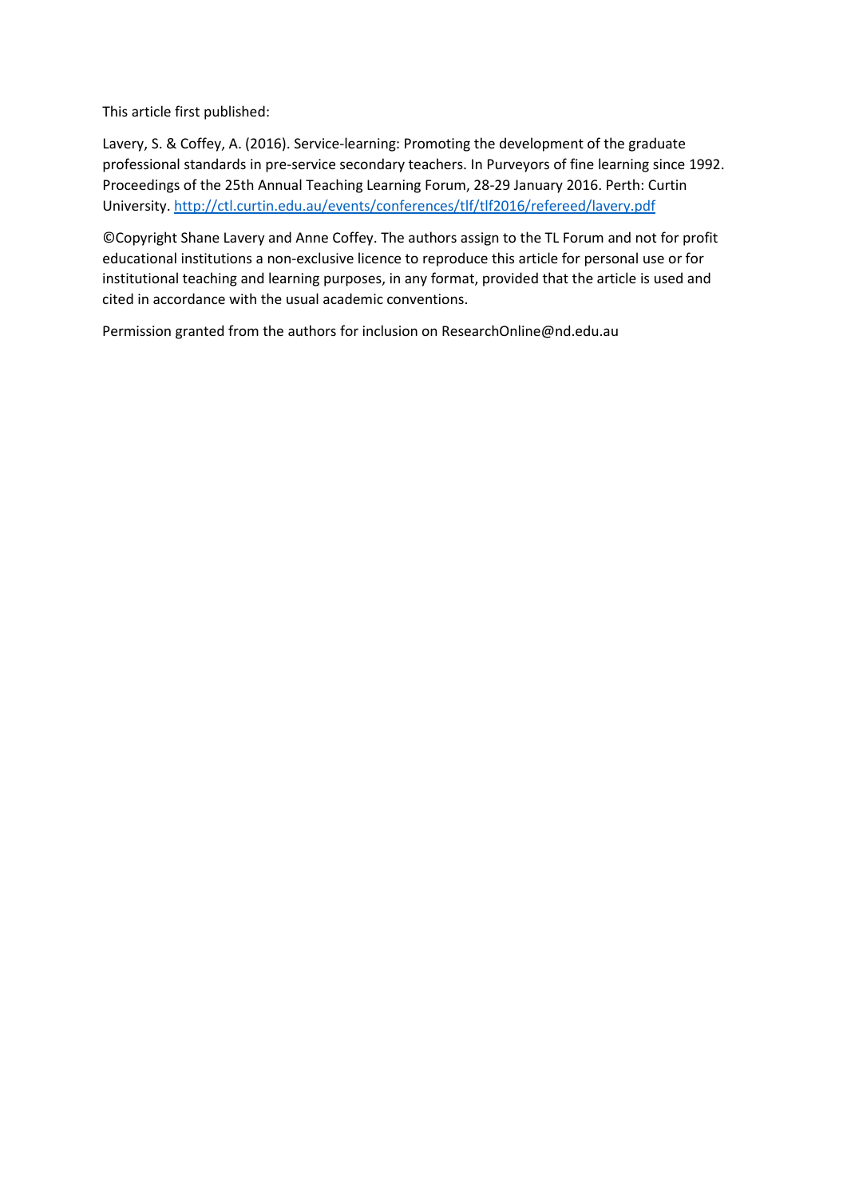This article first published:

Lavery, S. & Coffey, A. (2016). Service-learning: Promoting the development of the graduate professional standards in pre-service secondary teachers. In Purveyors of fine learning since 1992. Proceedings of the 25th Annual Teaching Learning Forum, 28-29 January 2016. Perth: Curtin University. [http://ctl.curtin.edu.au/events/conferences/tlf/tlf2016/refereed/lavery.pdf](http://ctl.curtin.edu.au/events/conferences/tlf/tlf2016/refereed/lavery.pdf)

©Copyright Shane Lavery and Anne Coffey. The authors assign to the TL Forum and not for profit educational institutions a non-exclusive licence to reproduce this article for personal use or for institutional teaching and learning purposes, in any format, provided that the article is used and cited in accordance with the usual academic conventions.

Permission granted from the authors for inclusion on ResearchOnline@nd.edu.au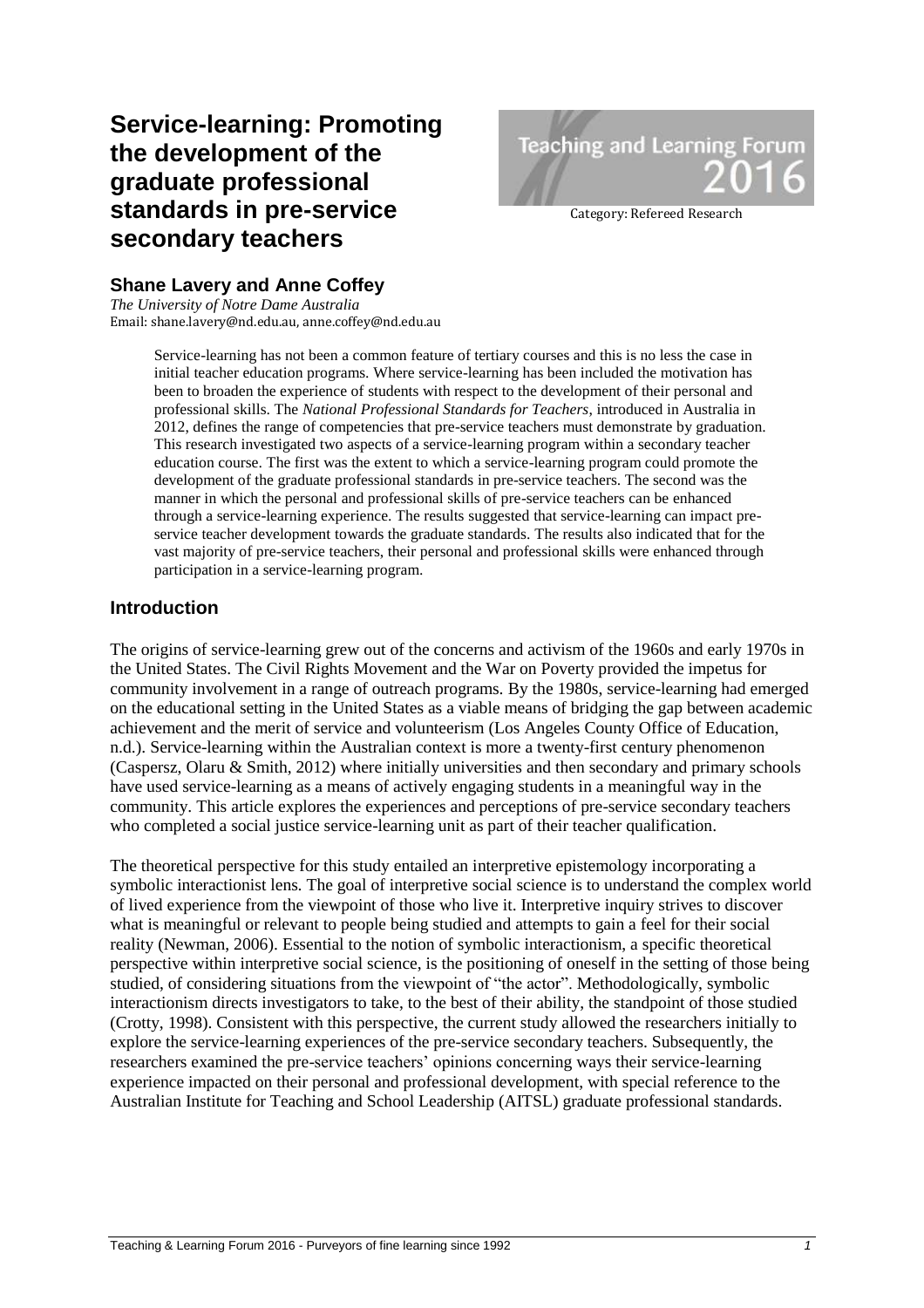# Service-learning: Promoting the development of the graduate professional standards in pre-service secondary teachers

Category: Refereed Research

## Shane Lavery and Anne Coffey

*The University of Notre Dame Australia*
Email: shane.lavery@nd.edu.au, anne.coffey@nd.edu.au

> Service-learning has not been a common feature of tertiary courses and this is no less the case in initial teacher education programs. Where service-learning has been included the motivation has been to broaden the experience of students with respect to the development of their personal and professional skills. The *National Professional Standards for Teachers*, introduced in Australia in 2012, defines the range of competencies that pre-service teachers must demonstrate by graduation. This research investigated two aspects of a service-learning program within a secondary teacher education course. The first was the extent to which a service-learning program could promote the development of the graduate professional standards in pre-service teachers. The second was the manner in which the personal and professional skills of pre-service teachers can be enhanced through a service-learning experience. The results suggested that service-learning can impact pre-service teacher development towards the graduate standards. The results also indicated that for the vast majority of pre-service teachers, their personal and professional skills were enhanced through participation in a service-learning program.

## Introduction

The origins of service-learning grew out of the concerns and activism of the 1960s and early 1970s in the United States. The Civil Rights Movement and the War on Poverty provided the impetus for community involvement in a range of outreach programs. By the 1980s, service-learning had emerged on the educational setting in the United States as a viable means of bridging the gap between academic achievement and the merit of service and volunteerism (Los Angeles County Office of Education, n.d.). Service-learning within the Australian context is more a twenty-first century phenomenon (Caspersz, Olaru & Smith, 2012) where initially universities and then secondary and primary schools have used service-learning as a means of actively engaging students in a meaningful way in the community. This article explores the experiences and perceptions of pre-service secondary teachers who completed a social justice service-learning unit as part of their teacher qualification.

The theoretical perspective for this study entailed an interpretive epistemology incorporating a symbolic interactionist lens. The goal of interpretive social science is to understand the complex world of lived experience from the viewpoint of those who live it. Interpretive inquiry strives to discover what is meaningful or relevant to people being studied and attempts to gain a feel for their social reality (Newman, 2006). Essential to the notion of symbolic interactionism, a specific theoretical perspective within interpretive social science, is the positioning of oneself in the setting of those being studied, of considering situations from the viewpoint of "the actor". Methodologically, symbolic interactionism directs investigators to take, to the best of their ability, the standpoint of those studied (Crotty, 1998). Consistent with this perspective, the current study allowed the researchers initially to explore the service-learning experiences of the pre-service secondary teachers. Subsequently, the researchers examined the pre-service teachers' opinions concerning ways their service-learning experience impacted on their personal and professional development, with special reference to the Australian Institute for Teaching and School Leadership (AITSL) graduate professional standards.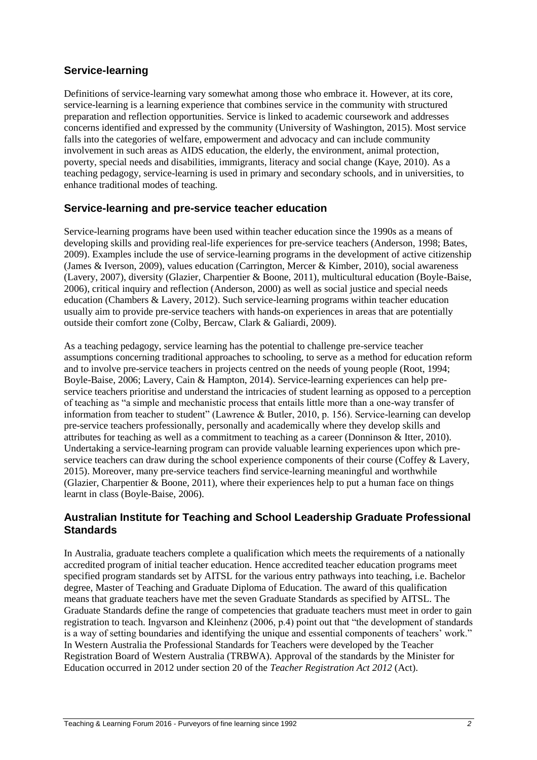## Service-learning

Definitions of service-learning vary somewhat among those who embrace it. However, at its core, service-learning is a learning experience that combines service in the community with structured preparation and reflection opportunities. Service is linked to academic coursework and addresses concerns identified and expressed by the community (University of Washington, 2015). Most service falls into the categories of welfare, empowerment and advocacy and can include community involvement in such areas as AIDS education, the elderly, the environment, animal protection, poverty, special needs and disabilities, immigrants, literacy and social change (Kaye, 2010). As a teaching pedagogy, service-learning is used in primary and secondary schools, and in universities, to enhance traditional modes of teaching.

## Service-learning and pre-service teacher education

Service-learning programs have been used within teacher education since the 1990s as a means of developing skills and providing real-life experiences for pre-service teachers (Anderson, 1998; Bates, 2009). Examples include the use of service-learning programs in the development of active citizenship (James & Iverson, 2009), values education (Carrington, Mercer & Kimber, 2010), social awareness (Lavery, 2007), diversity (Glazier, Charpentier & Boone, 2011), multicultural education (Boyle-Baise, 2006), critical inquiry and reflection (Anderson, 2000) as well as social justice and special needs education (Chambers & Lavery, 2012). Such service-learning programs within teacher education usually aim to provide pre-service teachers with hands-on experiences in areas that are potentially outside their comfort zone (Colby, Bercaw, Clark & Galiardi, 2009).

As a teaching pedagogy, service learning has the potential to challenge pre-service teacher assumptions concerning traditional approaches to schooling, to serve as a method for education reform and to involve pre-service teachers in projects centred on the needs of young people (Root, 1994; Boyle-Baise, 2006; Lavery, Cain & Hampton, 2014). Service-learning experiences can help pre-service teachers prioritise and understand the intricacies of student learning as opposed to a perception of teaching as "a simple and mechanistic process that entails little more than a one-way transfer of information from teacher to student" (Lawrence & Butler, 2010, p. 156). Service-learning can develop pre-service teachers professionally, personally and academically where they develop skills and attributes for teaching as well as a commitment to teaching as a career (Donninson & Itter, 2010). Undertaking a service-learning program can provide valuable learning experiences upon which pre-service teachers can draw during the school experience components of their course (Coffey & Lavery, 2015). Moreover, many pre-service teachers find service-learning meaningful and worthwhile (Glazier, Charpentier & Boone, 2011), where their experiences help to put a human face on things learnt in class (Boyle-Baise, 2006).

## Australian Institute for Teaching and School Leadership Graduate Professional Standards

In Australia, graduate teachers complete a qualification which meets the requirements of a nationally accredited program of initial teacher education. Hence accredited teacher education programs meet specified program standards set by AITSL for the various entry pathways into teaching, i.e. Bachelor degree, Master of Teaching and Graduate Diploma of Education. The award of this qualification means that graduate teachers have met the seven Graduate Standards as specified by AITSL. The Graduate Standards define the range of competencies that graduate teachers must meet in order to gain registration to teach. Ingvarson and Kleinhenz (2006, p.4) point out that "the development of standards is a way of setting boundaries and identifying the unique and essential components of teachers' work." In Western Australia the Professional Standards for Teachers were developed by the Teacher Registration Board of Western Australia (TRBWA). Approval of the standards by the Minister for Education occurred in 2012 under section 20 of the *Teacher Registration Act 2012* (Act).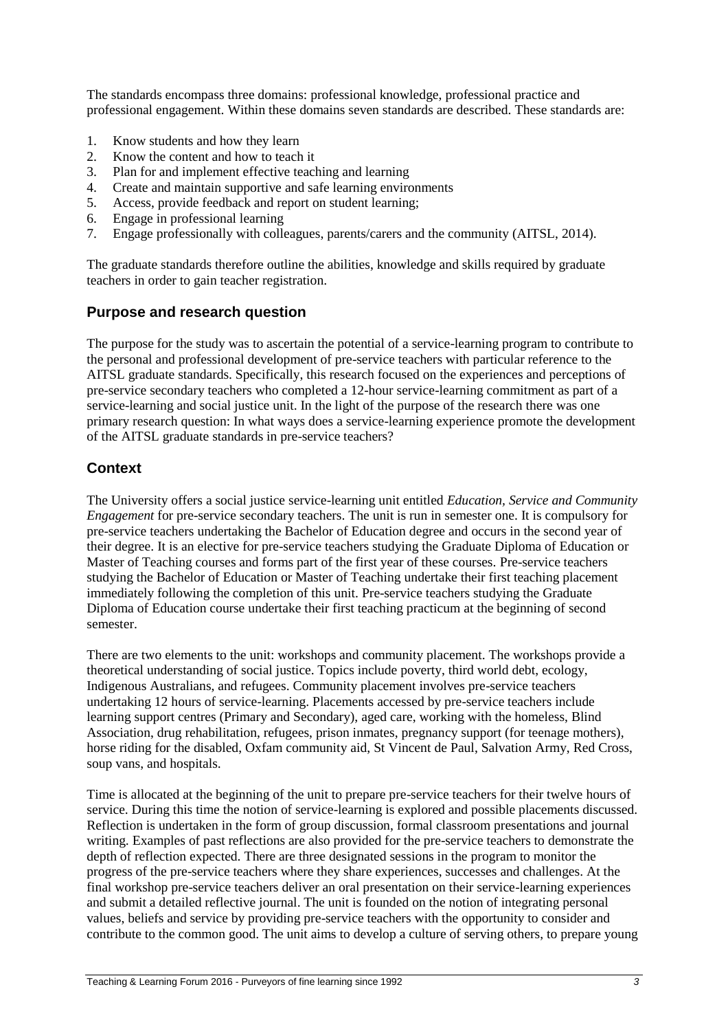The standards encompass three domains: professional knowledge, professional practice and professional engagement. Within these domains seven standards are described. These standards are:

1. Know students and how they learn
2. Know the content and how to teach it
3. Plan for and implement effective teaching and learning
4. Create and maintain supportive and safe learning environments
5. Access, provide feedback and report on student learning;
6. Engage in professional learning
7. Engage professionally with colleagues, parents/carers and the community (AITSL, 2014).

The graduate standards therefore outline the abilities, knowledge and skills required by graduate teachers in order to gain teacher registration.

## Purpose and research question

The purpose for the study was to ascertain the potential of a service-learning program to contribute to the personal and professional development of pre-service teachers with particular reference to the AITSL graduate standards. Specifically, this research focused on the experiences and perceptions of pre-service secondary teachers who completed a 12-hour service-learning commitment as part of a service-learning and social justice unit. In the light of the purpose of the research there was one primary research question: In what ways does a service-learning experience promote the development of the AITSL graduate standards in pre-service teachers?

## Context

The University offers a social justice service-learning unit entitled *Education, Service and Community Engagement* for pre-service secondary teachers. The unit is run in semester one. It is compulsory for pre-service teachers undertaking the Bachelor of Education degree and occurs in the second year of their degree. It is an elective for pre-service teachers studying the Graduate Diploma of Education or Master of Teaching courses and forms part of the first year of these courses. Pre-service teachers studying the Bachelor of Education or Master of Teaching undertake their first teaching placement immediately following the completion of this unit. Pre-service teachers studying the Graduate Diploma of Education course undertake their first teaching practicum at the beginning of second semester.

There are two elements to the unit: workshops and community placement. The workshops provide a theoretical understanding of social justice. Topics include poverty, third world debt, ecology, Indigenous Australians, and refugees. Community placement involves pre-service teachers undertaking 12 hours of service-learning. Placements accessed by pre-service teachers include learning support centres (Primary and Secondary), aged care, working with the homeless, Blind Association, drug rehabilitation, refugees, prison inmates, pregnancy support (for teenage mothers), horse riding for the disabled, Oxfam community aid, St Vincent de Paul, Salvation Army, Red Cross, soup vans, and hospitals.

Time is allocated at the beginning of the unit to prepare pre-service teachers for their twelve hours of service. During this time the notion of service-learning is explored and possible placements discussed. Reflection is undertaken in the form of group discussion, formal classroom presentations and journal writing. Examples of past reflections are also provided for the pre-service teachers to demonstrate the depth of reflection expected. There are three designated sessions in the program to monitor the progress of the pre-service teachers where they share experiences, successes and challenges. At the final workshop pre-service teachers deliver an oral presentation on their service-learning experiences and submit a detailed reflective journal. The unit is founded on the notion of integrating personal values, beliefs and service by providing pre-service teachers with the opportunity to consider and contribute to the common good. The unit aims to develop a culture of serving others, to prepare young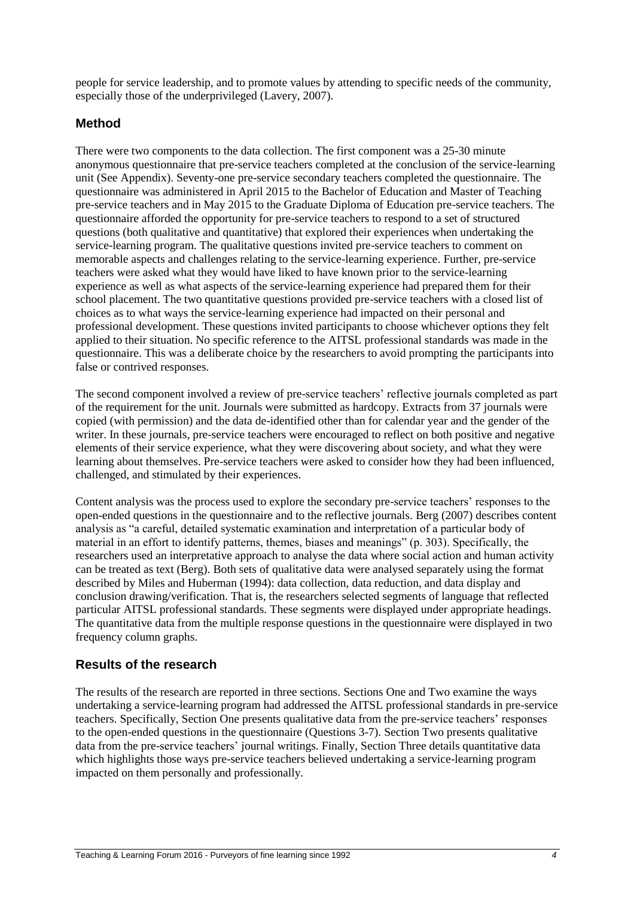people for service leadership, and to promote values by attending to specific needs of the community, especially those of the underprivileged (Lavery, 2007).

## Method

There were two components to the data collection. The first component was a 25-30 minute anonymous questionnaire that pre-service teachers completed at the conclusion of the service-learning unit (See Appendix). Seventy-one pre-service secondary teachers completed the questionnaire. The questionnaire was administered in April 2015 to the Bachelor of Education and Master of Teaching pre-service teachers and in May 2015 to the Graduate Diploma of Education pre-service teachers. The questionnaire afforded the opportunity for pre-service teachers to respond to a set of structured questions (both qualitative and quantitative) that explored their experiences when undertaking the service-learning program. The qualitative questions invited pre-service teachers to comment on memorable aspects and challenges relating to the service-learning experience. Further, pre-service teachers were asked what they would have liked to have known prior to the service-learning experience as well as what aspects of the service-learning experience had prepared them for their school placement. The two quantitative questions provided pre-service teachers with a closed list of choices as to what ways the service-learning experience had impacted on their personal and professional development. These questions invited participants to choose whichever options they felt applied to their situation. No specific reference to the AITSL professional standards was made in the questionnaire. This was a deliberate choice by the researchers to avoid prompting the participants into false or contrived responses.

The second component involved a review of pre-service teachers' reflective journals completed as part of the requirement for the unit. Journals were submitted as hardcopy. Extracts from 37 journals were copied (with permission) and the data de-identified other than for calendar year and the gender of the writer. In these journals, pre-service teachers were encouraged to reflect on both positive and negative elements of their service experience, what they were discovering about society, and what they were learning about themselves. Pre-service teachers were asked to consider how they had been influenced, challenged, and stimulated by their experiences.

Content analysis was the process used to explore the secondary pre-service teachers' responses to the open-ended questions in the questionnaire and to the reflective journals. Berg (2007) describes content analysis as "a careful, detailed systematic examination and interpretation of a particular body of material in an effort to identify patterns, themes, biases and meanings" (p. 303). Specifically, the researchers used an interpretative approach to analyse the data where social action and human activity can be treated as text (Berg). Both sets of qualitative data were analysed separately using the format described by Miles and Huberman (1994): data collection, data reduction, and data display and conclusion drawing/verification. That is, the researchers selected segments of language that reflected particular AITSL professional standards. These segments were displayed under appropriate headings. The quantitative data from the multiple response questions in the questionnaire were displayed in two frequency column graphs.

## Results of the research

The results of the research are reported in three sections. Sections One and Two examine the ways undertaking a service-learning program had addressed the AITSL professional standards in pre-service teachers. Specifically, Section One presents qualitative data from the pre-service teachers' responses to the open-ended questions in the questionnaire (Questions 3-7). Section Two presents qualitative data from the pre-service teachers' journal writings. Finally, Section Three details quantitative data which highlights those ways pre-service teachers believed undertaking a service-learning program impacted on them personally and professionally.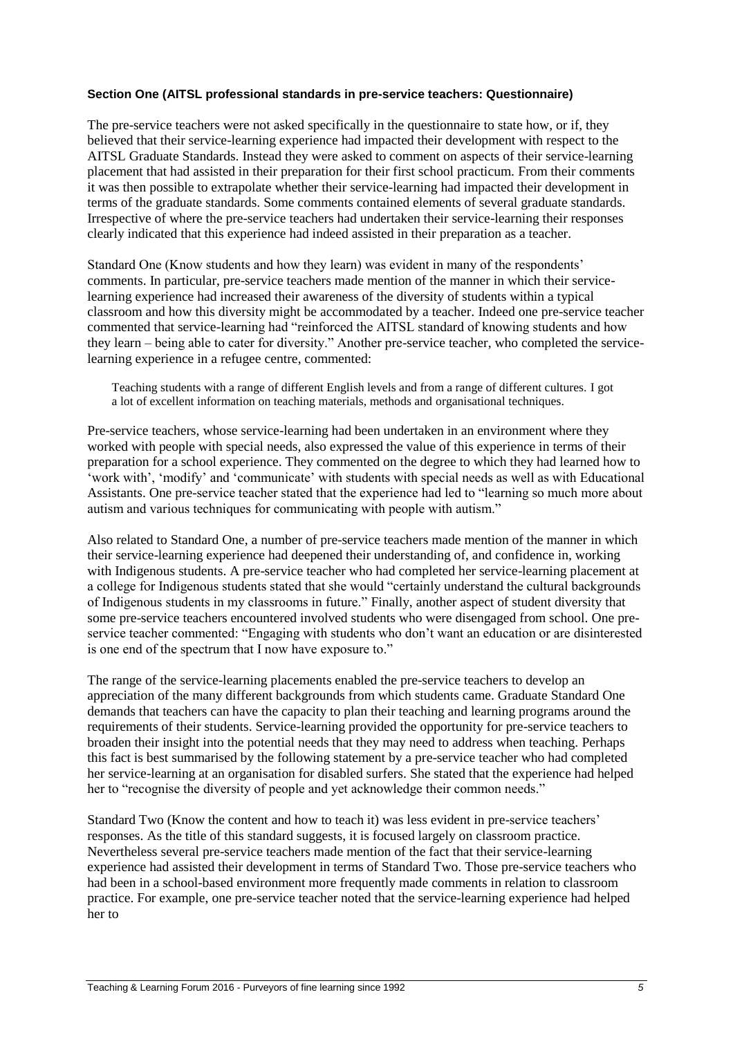**Section One (AITSL professional standards in pre-service teachers: Questionnaire)**

The pre-service teachers were not asked specifically in the questionnaire to state how, or if, they believed that their service-learning experience had impacted their development with respect to the AITSL Graduate Standards. Instead they were asked to comment on aspects of their service-learning placement that had assisted in their preparation for their first school practicum. From their comments it was then possible to extrapolate whether their service-learning had impacted their development in terms of the graduate standards. Some comments contained elements of several graduate standards. Irrespective of where the pre-service teachers had undertaken their service-learning their responses clearly indicated that this experience had indeed assisted in their preparation as a teacher.

Standard One (Know students and how they learn) was evident in many of the respondents' comments. In particular, pre-service teachers made mention of the manner in which their service-learning experience had increased their awareness of the diversity of students within a typical classroom and how this diversity might be accommodated by a teacher. Indeed one pre-service teacher commented that service-learning had "reinforced the AITSL standard of knowing students and how they learn – being able to cater for diversity." Another pre-service teacher, who completed the service-learning experience in a refugee centre, commented:

> Teaching students with a range of different English levels and from a range of different cultures. I got a lot of excellent information on teaching materials, methods and organisational techniques.

Pre-service teachers, whose service-learning had been undertaken in an environment where they worked with people with special needs, also expressed the value of this experience in terms of their preparation for a school experience. They commented on the degree to which they had learned how to 'work with', 'modify' and 'communicate' with students with special needs as well as with Educational Assistants. One pre-service teacher stated that the experience had led to "learning so much more about autism and various techniques for communicating with people with autism."

Also related to Standard One, a number of pre-service teachers made mention of the manner in which their service-learning experience had deepened their understanding of, and confidence in, working with Indigenous students. A pre-service teacher who had completed her service-learning placement at a college for Indigenous students stated that she would "certainly understand the cultural backgrounds of Indigenous students in my classrooms in future." Finally, another aspect of student diversity that some pre-service teachers encountered involved students who were disengaged from school. One pre-service teacher commented: "Engaging with students who don't want an education or are disinterested is one end of the spectrum that I now have exposure to."

The range of the service-learning placements enabled the pre-service teachers to develop an appreciation of the many different backgrounds from which students came. Graduate Standard One demands that teachers can have the capacity to plan their teaching and learning programs around the requirements of their students. Service-learning provided the opportunity for pre-service teachers to broaden their insight into the potential needs that they may need to address when teaching. Perhaps this fact is best summarised by the following statement by a pre-service teacher who had completed her service-learning at an organisation for disabled surfers. She stated that the experience had helped her to "recognise the diversity of people and yet acknowledge their common needs."

Standard Two (Know the content and how to teach it) was less evident in pre-service teachers' responses. As the title of this standard suggests, it is focused largely on classroom practice. Nevertheless several pre-service teachers made mention of the fact that their service-learning experience had assisted their development in terms of Standard Two. Those pre-service teachers who had been in a school-based environment more frequently made comments in relation to classroom practice. For example, one pre-service teacher noted that the service-learning experience had helped her to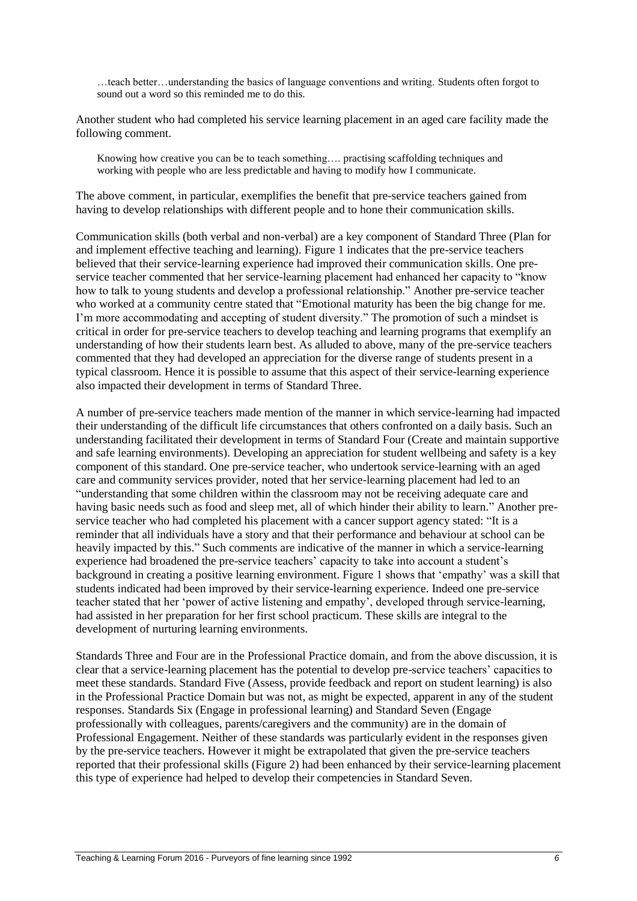> …teach better…understanding the basics of language conventions and writing. Students often forgot to sound out a word so this reminded me to do this.

Another student who had completed his service learning placement in an aged care facility made the following comment.

> Knowing how creative you can be to teach something…. practising scaffolding techniques and working with people who are less predictable and having to modify how I communicate.

The above comment, in particular, exemplifies the benefit that pre-service teachers gained from having to develop relationships with different people and to hone their communication skills.

Communication skills (both verbal and non-verbal) are a key component of Standard Three (Plan for and implement effective teaching and learning). Figure 1 indicates that the pre-service teachers believed that their service-learning experience had improved their communication skills. One pre-service teacher commented that her service-learning placement had enhanced her capacity to "know how to talk to young students and develop a professional relationship." Another pre-service teacher who worked at a community centre stated that "Emotional maturity has been the big change for me. I'm more accommodating and accepting of student diversity." The promotion of such a mindset is critical in order for pre-service teachers to develop teaching and learning programs that exemplify an understanding of how their students learn best. As alluded to above, many of the pre-service teachers commented that they had developed an appreciation for the diverse range of students present in a typical classroom. Hence it is possible to assume that this aspect of their service-learning experience also impacted their development in terms of Standard Three.

A number of pre-service teachers made mention of the manner in which service-learning had impacted their understanding of the difficult life circumstances that others confronted on a daily basis. Such an understanding facilitated their development in terms of Standard Four (Create and maintain supportive and safe learning environments). Developing an appreciation for student wellbeing and safety is a key component of this standard. One pre-service teacher, who undertook service-learning with an aged care and community services provider, noted that her service-learning placement had led to an "understanding that some children within the classroom may not be receiving adequate care and having basic needs such as food and sleep met, all of which hinder their ability to learn." Another pre-service teacher who had completed his placement with a cancer support agency stated: "It is a reminder that all individuals have a story and that their performance and behaviour at school can be heavily impacted by this." Such comments are indicative of the manner in which a service-learning experience had broadened the pre-service teachers' capacity to take into account a student's background in creating a positive learning environment. Figure 1 shows that 'empathy' was a skill that students indicated had been improved by their service-learning experience. Indeed one pre-service teacher stated that her 'power of active listening and empathy', developed through service-learning, had assisted in her preparation for her first school practicum. These skills are integral to the development of nurturing learning environments.

Standards Three and Four are in the Professional Practice domain, and from the above discussion, it is clear that a service-learning placement has the potential to develop pre-service teachers' capacities to meet these standards. Standard Five (Assess, provide feedback and report on student learning) is also in the Professional Practice Domain but was not, as might be expected, apparent in any of the student responses. Standards Six (Engage in professional learning) and Standard Seven (Engage professionally with colleagues, parents/caregivers and the community) are in the domain of Professional Engagement. Neither of these standards was particularly evident in the responses given by the pre-service teachers. However it might be extrapolated that given the pre-service teachers reported that their professional skills (Figure 2) had been enhanced by their service-learning placement this type of experience had helped to develop their competencies in Standard Seven.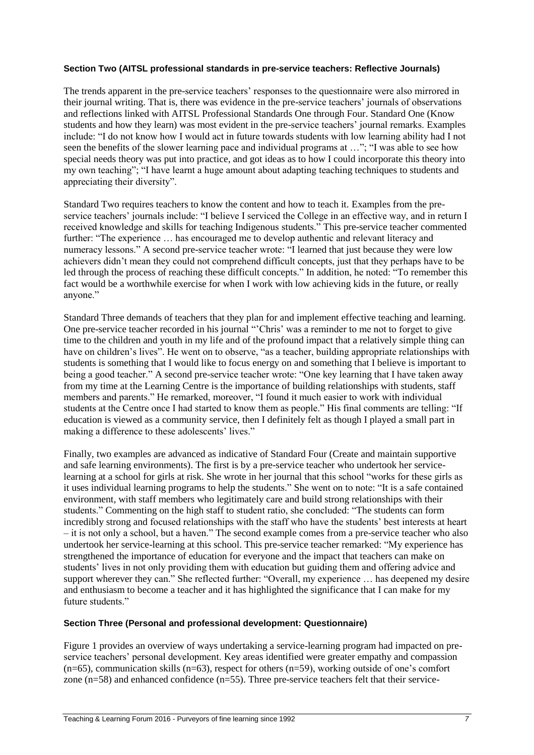**Section Two (AITSL professional standards in pre-service teachers: Reflective Journals)**

The trends apparent in the pre-service teachers' responses to the questionnaire were also mirrored in their journal writing. That is, there was evidence in the pre-service teachers' journals of observations and reflections linked with AITSL Professional Standards One through Four. Standard One (Know students and how they learn) was most evident in the pre-service teachers' journal remarks. Examples include: "I do not know how I would act in future towards students with low learning ability had I not seen the benefits of the slower learning pace and individual programs at …"; "I was able to see how special needs theory was put into practice, and got ideas as to how I could incorporate this theory into my own teaching"; "I have learnt a huge amount about adapting teaching techniques to students and appreciating their diversity".

Standard Two requires teachers to know the content and how to teach it. Examples from the pre-service teachers' journals include: "I believe I serviced the College in an effective way, and in return I received knowledge and skills for teaching Indigenous students." This pre-service teacher commented further: "The experience … has encouraged me to develop authentic and relevant literacy and numeracy lessons." A second pre-service teacher wrote: "I learned that just because they were low achievers didn't mean they could not comprehend difficult concepts, just that they perhaps have to be led through the process of reaching these difficult concepts." In addition, he noted: "To remember this fact would be a worthwhile exercise for when I work with low achieving kids in the future, or really anyone."

Standard Three demands of teachers that they plan for and implement effective teaching and learning. One pre-service teacher recorded in his journal "'Chris' was a reminder to me not to forget to give time to the children and youth in my life and of the profound impact that a relatively simple thing can have on children's lives". He went on to observe, "as a teacher, building appropriate relationships with students is something that I would like to focus energy on and something that I believe is important to being a good teacher." A second pre-service teacher wrote: "One key learning that I have taken away from my time at the Learning Centre is the importance of building relationships with students, staff members and parents." He remarked, moreover, "I found it much easier to work with individual students at the Centre once I had started to know them as people." His final comments are telling: "If education is viewed as a community service, then I definitely felt as though I played a small part in making a difference to these adolescents' lives."

Finally, two examples are advanced as indicative of Standard Four (Create and maintain supportive and safe learning environments). The first is by a pre-service teacher who undertook her service-learning at a school for girls at risk. She wrote in her journal that this school "works for these girls as it uses individual learning programs to help the students." She went on to note: "It is a safe contained environment, with staff members who legitimately care and build strong relationships with their students." Commenting on the high staff to student ratio, she concluded: "The students can form incredibly strong and focused relationships with the staff who have the students' best interests at heart – it is not only a school, but a haven." The second example comes from a pre-service teacher who also undertook her service-learning at this school. This pre-service teacher remarked: "My experience has strengthened the importance of education for everyone and the impact that teachers can make on students' lives in not only providing them with education but guiding them and offering advice and support wherever they can." She reflected further: "Overall, my experience … has deepened my desire and enthusiasm to become a teacher and it has highlighted the significance that I can make for my future students."

**Section Three (Personal and professional development: Questionnaire)**

Figure 1 provides an overview of ways undertaking a service-learning program had impacted on pre-service teachers' personal development. Key areas identified were greater empathy and compassion (n=65), communication skills (n=63), respect for others (n=59), working outside of one's comfort zone (n=58) and enhanced confidence (n=55). Three pre-service teachers felt that their service-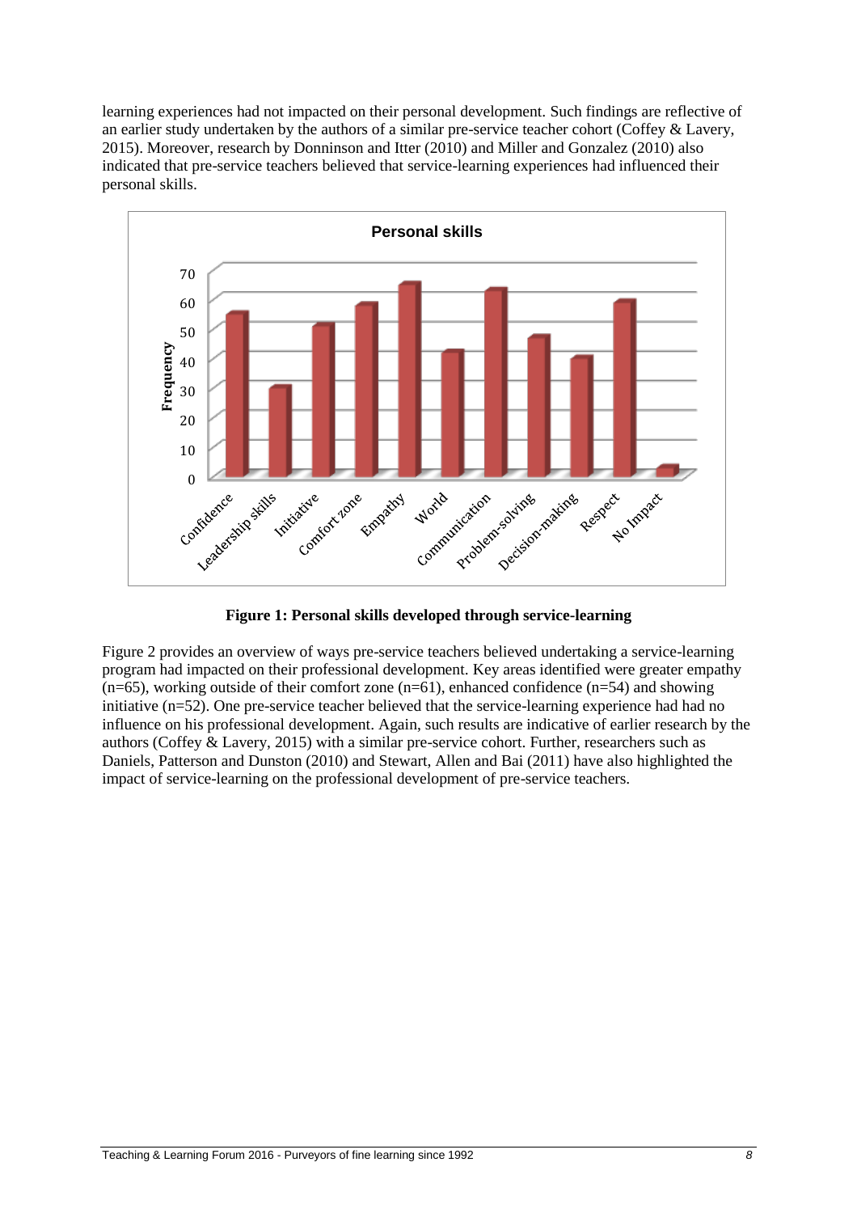learning experiences had not impacted on their personal development. Such findings are reflective of an earlier study undertaken by the authors of a similar pre-service teacher cohort (Coffey & Lavery, 2015). Moreover, research by Donninson and Itter (2010) and Miller and Gonzalez (2010) also indicated that pre-service teachers believed that service-learning experiences had influenced their personal skills.

**Figure 1: Personal skills developed through service-learning**

Figure 2 provides an overview of ways pre-service teachers believed undertaking a service-learning program had impacted on their professional development. Key areas identified were greater empathy (n=65), working outside of their comfort zone (n=61), enhanced confidence (n=54) and showing initiative (n=52). One pre-service teacher believed that the service-learning experience had had no influence on his professional development. Again, such results are indicative of earlier research by the authors (Coffey & Lavery, 2015) with a similar pre-service cohort. Further, researchers such as Daniels, Patterson and Dunston (2010) and Stewart, Allen and Bai (2011) have also highlighted the impact of service-learning on the professional development of pre-service teachers.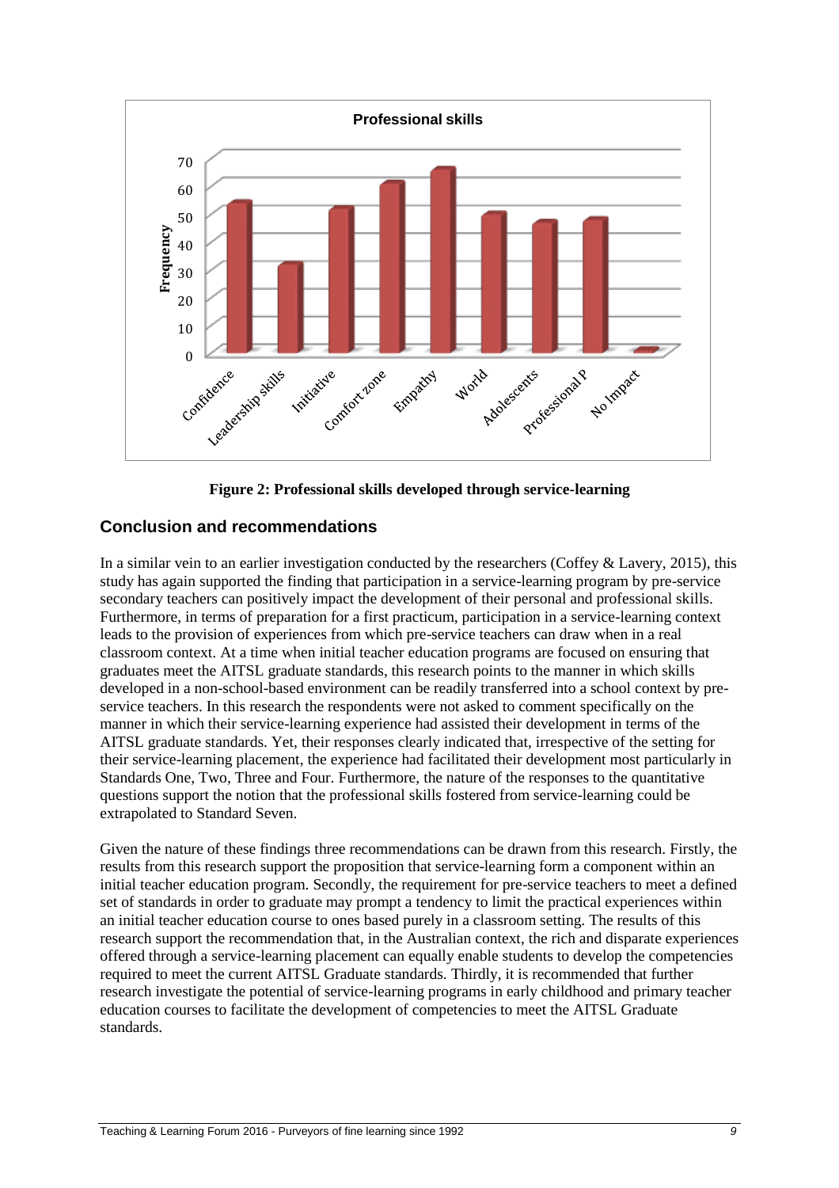**Figure 2: Professional skills developed through service-learning**

## Conclusion and recommendations

In a similar vein to an earlier investigation conducted by the researchers (Coffey & Lavery, 2015), this study has again supported the finding that participation in a service-learning program by pre-service secondary teachers can positively impact the development of their personal and professional skills. Furthermore, in terms of preparation for a first practicum, participation in a service-learning context leads to the provision of experiences from which pre-service teachers can draw when in a real classroom context. At a time when initial teacher education programs are focused on ensuring that graduates meet the AITSL graduate standards, this research points to the manner in which skills developed in a non-school-based environment can be readily transferred into a school context by pre-service teachers. In this research the respondents were not asked to comment specifically on the manner in which their service-learning experience had assisted their development in terms of the AITSL graduate standards. Yet, their responses clearly indicated that, irrespective of the setting for their service-learning placement, the experience had facilitated their development most particularly in Standards One, Two, Three and Four. Furthermore, the nature of the responses to the quantitative questions support the notion that the professional skills fostered from service-learning could be extrapolated to Standard Seven.

Given the nature of these findings three recommendations can be drawn from this research. Firstly, the results from this research support the proposition that service-learning form a component within an initial teacher education program. Secondly, the requirement for pre-service teachers to meet a defined set of standards in order to graduate may prompt a tendency to limit the practical experiences within an initial teacher education course to ones based purely in a classroom setting. The results of this research support the recommendation that, in the Australian context, the rich and disparate experiences offered through a service-learning placement can equally enable students to develop the competencies required to meet the current AITSL Graduate standards. Thirdly, it is recommended that further research investigate the potential of service-learning programs in early childhood and primary teacher education courses to facilitate the development of competencies to meet the AITSL Graduate standards.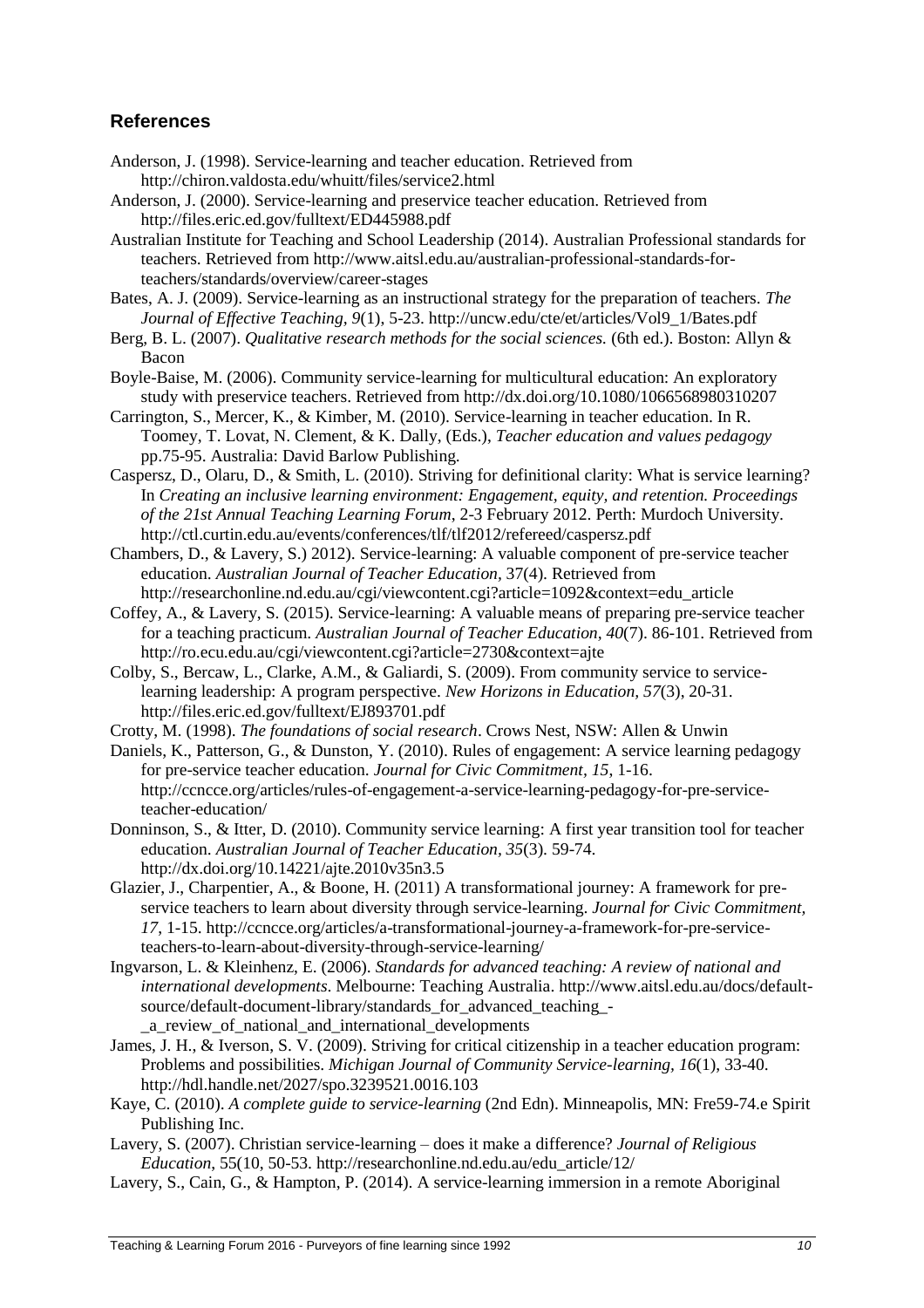## References

Anderson, J. (1998). Service-learning and teacher education. Retrieved from http://chiron.valdosta.edu/whuitt/files/service2.html

Anderson, J. (2000). Service-learning and preservice teacher education. Retrieved from http://files.eric.ed.gov/fulltext/ED445988.pdf

Australian Institute for Teaching and School Leadership (2014). Australian Professional standards for teachers. Retrieved from http://www.aitsl.edu.au/australian-professional-standards-for-teachers/standards/overview/career-stages

Bates, A. J. (2009). Service-learning as an instructional strategy for the preparation of teachers. *The Journal of Effective Teaching*, *9*(1), 5-23. http://uncw.edu/cte/et/articles/Vol9_1/Bates.pdf

Berg, B. L. (2007). *Qualitative research methods for the social sciences.* (6th ed.). Boston: Allyn & Bacon

Boyle-Baise, M. (2006). Community service-learning for multicultural education: An exploratory study with preservice teachers. Retrieved from http://dx.doi.org/10.1080/1066568980310207

Carrington, S., Mercer, K., & Kimber, M. (2010). Service-learning in teacher education. In R. Toomey, T. Lovat, N. Clement, & K. Dally, (Eds.), *Teacher education and values pedagogy* pp.75-95. Australia: David Barlow Publishing.

Caspersz, D., Olaru, D., & Smith, L. (2010). Striving for definitional clarity: What is service learning? In *Creating an inclusive learning environment: Engagement, equity, and retention. Proceedings of the 21st Annual Teaching Learning Forum*, 2-3 February 2012. Perth: Murdoch University. http://ctl.curtin.edu.au/events/conferences/tlf/tlf2012/refereed/caspersz.pdf

Chambers, D., & Lavery, S.) 2012). Service-learning: A valuable component of pre-service teacher education. *Australian Journal of Teacher Education,* 37(4). Retrieved from http://researchonline.nd.edu.au/cgi/viewcontent.cgi?article=1092&context=edu_article

Coffey, A., & Lavery, S. (2015). Service-learning: A valuable means of preparing pre-service teacher for a teaching practicum. *Australian Journal of Teacher Education*, *40*(7). 86-101. Retrieved from http://ro.ecu.edu.au/cgi/viewcontent.cgi?article=2730&context=ajte

Colby, S., Bercaw, L., Clarke, A.M., & Galiardi, S. (2009). From community service to service-learning leadership: A program perspective. *New Horizons in Education*, *57*(3), 20-31. http://files.eric.ed.gov/fulltext/EJ893701.pdf

Crotty, M. (1998). *The foundations of social research*. Crows Nest, NSW: Allen & Unwin

Daniels, K., Patterson, G., & Dunston, Y. (2010). Rules of engagement: A service learning pedagogy for pre-service teacher education. *Journal for Civic Commitment, 15*, 1-16. http://ccncce.org/articles/rules-of-engagement-a-service-learning-pedagogy-for-pre-service-teacher-education/

Donninson, S., & Itter, D. (2010). Community service learning: A first year transition tool for teacher education. *Australian Journal of Teacher Education, 35*(3). 59-74. http://dx.doi.org/10.14221/ajte.2010v35n3.5

Glazier, J., Charpentier, A., & Boone, H. (2011) A transformational journey: A framework for pre-service teachers to learn about diversity through service-learning. *Journal for Civic Commitment, 17*, 1-15. http://ccncce.org/articles/a-transformational-journey-a-framework-for-pre-service-teachers-to-learn-about-diversity-through-service-learning/

Ingvarson, L. & Kleinhenz, E. (2006). *Standards for advanced teaching: A review of national and international developments*. Melbourne: Teaching Australia. http://www.aitsl.edu.au/docs/default-source/default-document-library/standards_for_advanced_teaching_-_a_review_of_national_and_international_developments

James, J. H., & Iverson, S. V. (2009). Striving for critical citizenship in a teacher education program: Problems and possibilities. *Michigan Journal of Community Service-learning, 16*(1), 33-40. http://hdl.handle.net/2027/spo.3239521.0016.103

Kaye, C. (2010). *A complete guide to service-learning* (2nd Edn). Minneapolis, MN: Fre59-74.e Spirit Publishing Inc.

Lavery, S. (2007). Christian service-learning – does it make a difference? *Journal of Religious Education*, 55(10, 50-53. http://researchonline.nd.edu.au/edu_article/12/

Lavery, S., Cain, G., & Hampton, P. (2014). A service-learning immersion in a remote Aboriginal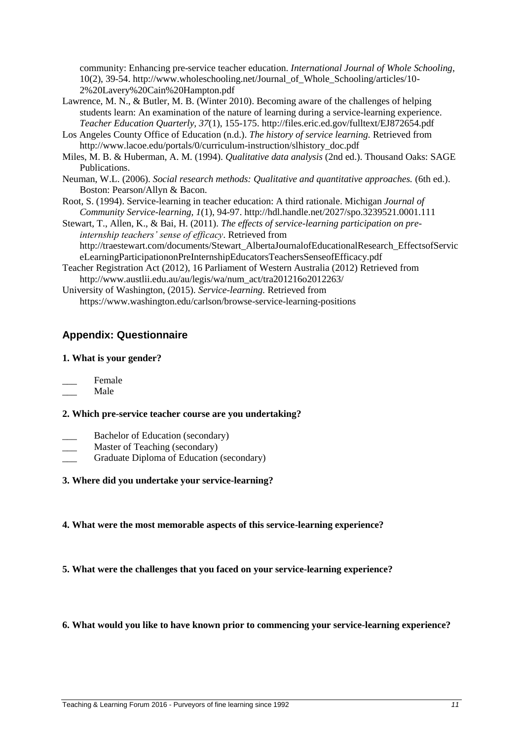community: Enhancing pre-service teacher education. *International Journal of Whole Schooling*, 10(2), 39-54. http://www.wholeschooling.net/Journal_of_Whole_Schooling/articles/10-2%20Lavery%20Cain%20Hampton.pdf

Lawrence, M. N., & Butler, M. B. (Winter 2010). Becoming aware of the challenges of helping students learn: An examination of the nature of learning during a service-learning experience. *Teacher Education Quarterly, 37*(1), 155-175. http://files.eric.ed.gov/fulltext/EJ872654.pdf

Los Angeles County Office of Education (n.d.). *The history of service learning.* Retrieved from http://www.lacoe.edu/portals/0/curriculum-instruction/slhistory_doc.pdf

Miles, M. B. & Huberman, A. M. (1994). *Qualitative data analysis* (2nd ed.). Thousand Oaks: SAGE Publications.

Neuman, W.L. (2006). *Social research methods: Qualitative and quantitative approaches.* (6th ed.). Boston: Pearson/Allyn & Bacon.

Root, S. (1994). Service-learning in teacher education: A third rationale. Michigan *Journal of Community Service-learning, 1*(1), 94-97. http://hdl.handle.net/2027/spo.3239521.0001.111

Stewart, T., Allen, K., & Bai, H. (2011). *The effects of service-learning participation on pre-internship teachers' sense of efficacy*. Retrieved from http://traestewart.com/documents/Stewart_AlbertaJournalofEducationalResearch_EffectsofServiceLearningParticipationonPreInternshipEducatorsTeachersSenseofEfficacy.pdf

Teacher Registration Act (2012), 16 Parliament of Western Australia (2012) Retrieved from http://www.austlii.edu.au/au/legis/wa/num_act/tra201216o2012263/

University of Washington, (2015). *Service-learning.* Retrieved from https://www.washington.edu/carlson/browse-service-learning-positions

## Appendix: Questionnaire

**1. What is your gender?**

___ Female
___ Male

**2. Which pre-service teacher course are you undertaking?**

___ Bachelor of Education (secondary)
___ Master of Teaching (secondary)
___ Graduate Diploma of Education (secondary)

**3. Where did you undertake your service-learning?**

**4. What were the most memorable aspects of this service-learning experience?**

**5. What were the challenges that you faced on your service-learning experience?**

**6. What would you like to have known prior to commencing your service-learning experience?**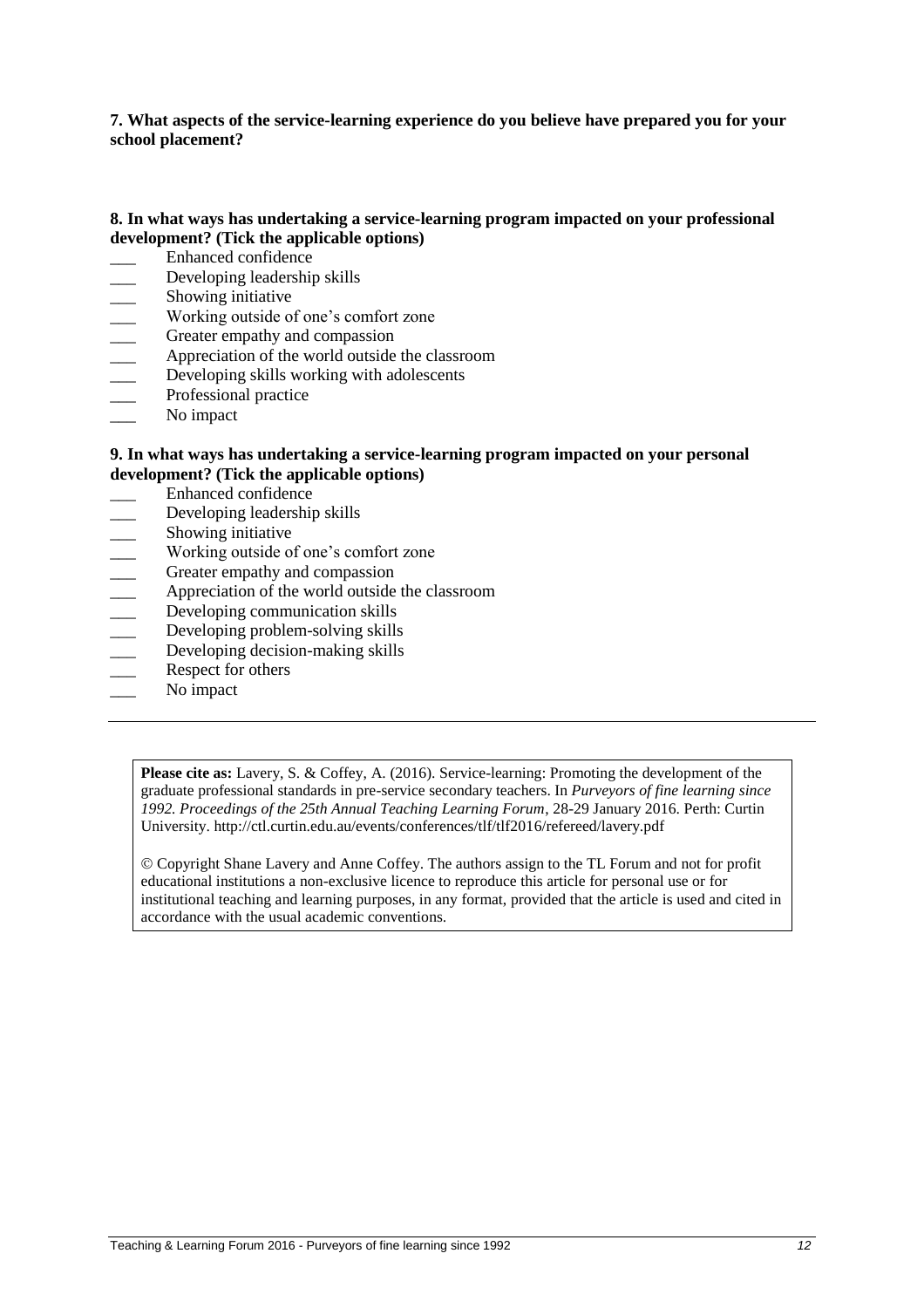**7. What aspects of the service-learning experience do you believe have prepared you for your school placement?**

**8. In what ways has undertaking a service-learning program impacted on your professional development? (Tick the applicable options)**

___ Enhanced confidence
___ Developing leadership skills
___ Showing initiative
___ Working outside of one's comfort zone
___ Greater empathy and compassion
___ Appreciation of the world outside the classroom
___ Developing skills working with adolescents
___ Professional practice
___ No impact

**9. In what ways has undertaking a service-learning program impacted on your personal development? (Tick the applicable options)**

___ Enhanced confidence
___ Developing leadership skills
___ Showing initiative
___ Working outside of one's comfort zone
___ Greater empathy and compassion
___ Appreciation of the world outside the classroom
___ Developing communication skills
___ Developing problem-solving skills
___ Developing decision-making skills
___ Respect for others
___ No impact

---

**Please cite as:** Lavery, S. & Coffey, A. (2016). Service-learning: Promoting the development of the graduate professional standards in pre-service secondary teachers. In *Purveyors of fine learning since 1992. Proceedings of the 25th Annual Teaching Learning Forum*, 28-29 January 2016. Perth: Curtin University. http://ctl.curtin.edu.au/events/conferences/tlf/tlf2016/refereed/lavery.pdf

© Copyright Shane Lavery and Anne Coffey. The authors assign to the TL Forum and not for profit educational institutions a non-exclusive licence to reproduce this article for personal use or for institutional teaching and learning purposes, in any format, provided that the article is used and cited in accordance with the usual academic conventions.